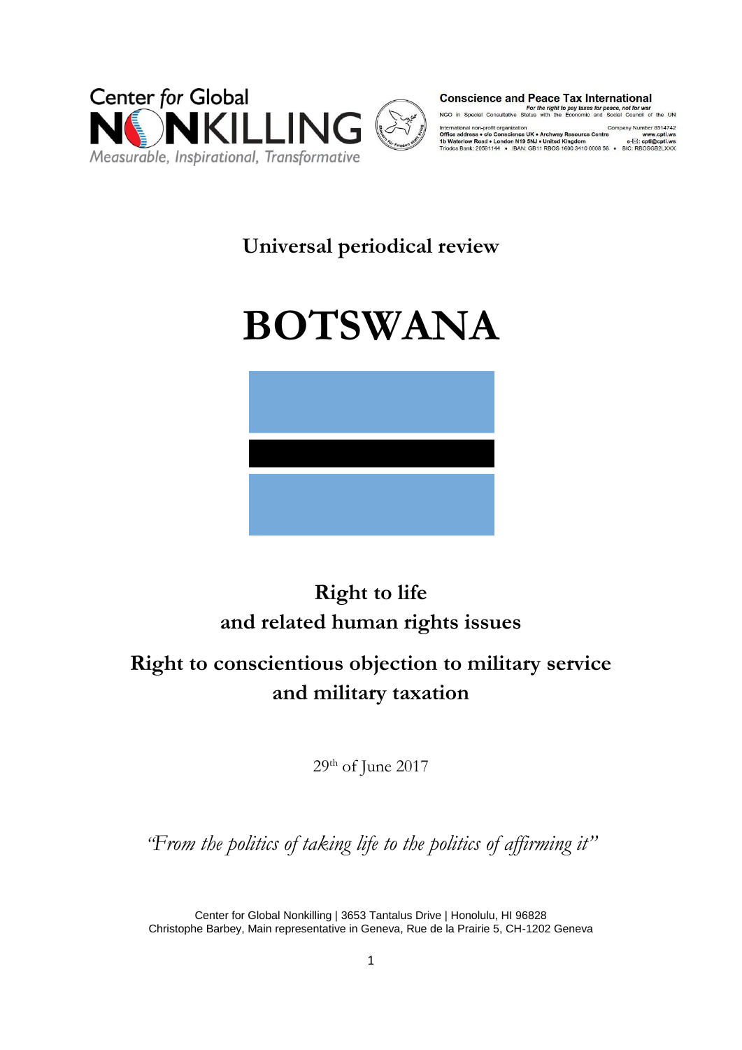Center for Global NONKILLING
Measurable, Inspirational, Transformative

**Conscience and Peace Tax International**
*For the right to pay taxes for peace, not for war*
NGO in Special Consultative Status with the Economic and Social Council of the UN

International non-profit organization — Company Number 8514742
Office address • c/o Conscience UK • Archway Resource Centre — www.cpti.ws
1b Waterlow Road • London N19 5NJ • United Kingdom — e-✉: cpti@cpti.ws
Triodos Bank: 20591144 • IBAN: GB11 RBOS 1600 3410 0008 56 • BIC: RBOSGB2LXXX

## Universal periodical review

# BOTSWANA

## Right to life and related human rights issues

## Right to conscientious objection to military service and military taxation

29th of June 2017

*"From the politics of taking life to the politics of affirming it"*

Center for Global Nonkilling | 3653 Tantalus Drive | Honolulu, HI 96828
Christophe Barbey, Main representative in Geneva, Rue de la Prairie 5, CH-1202 Geneva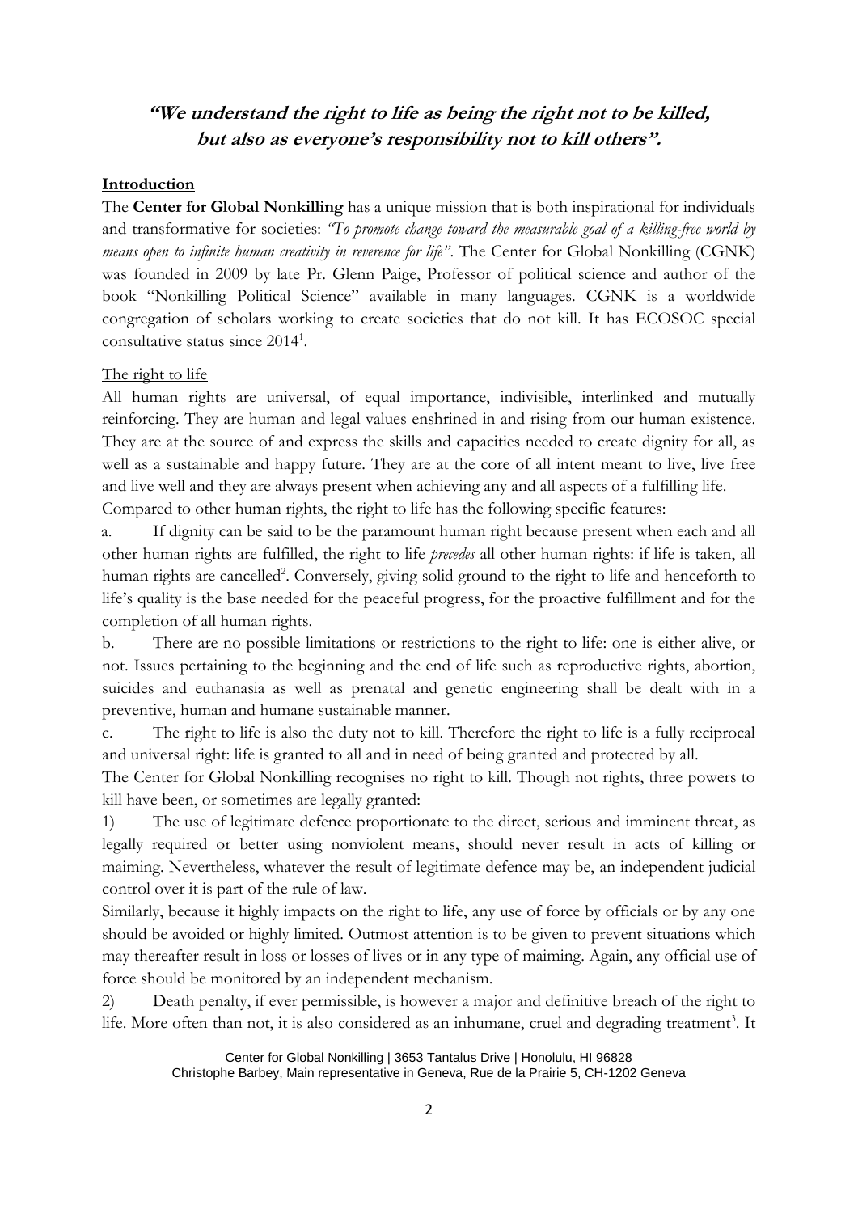***"We understand the right to life as being the right not to be killed, but also as everyone's responsibility not to kill others".***

**Introduction**

The **Center for Global Nonkilling** has a unique mission that is both inspirational for individuals and transformative for societies: *"To promote change toward the measurable goal of a killing-free world by means open to infinite human creativity in reverence for life"*. The Center for Global Nonkilling (CGNK) was founded in 2009 by late Pr. Glenn Paige, Professor of political science and author of the book "Nonkilling Political Science" available in many languages. CGNK is a worldwide congregation of scholars working to create societies that do not kill. It has ECOSOC special consultative status since 2014[1].

The right to life

All human rights are universal, of equal importance, indivisible, interlinked and mutually reinforcing. They are human and legal values enshrined in and rising from our human existence. They are at the source of and express the skills and capacities needed to create dignity for all, as well as a sustainable and happy future. They are at the core of all intent meant to live, live free and live well and they are always present when achieving any and all aspects of a fulfilling life.

Compared to other human rights, the right to life has the following specific features:

a. If dignity can be said to be the paramount human right because present when each and all other human rights are fulfilled, the right to life *precedes* all other human rights: if life is taken, all human rights are cancelled[2]. Conversely, giving solid ground to the right to life and henceforth to life's quality is the base needed for the peaceful progress, for the proactive fulfillment and for the completion of all human rights.

b. There are no possible limitations or restrictions to the right to life: one is either alive, or not. Issues pertaining to the beginning and the end of life such as reproductive rights, abortion, suicides and euthanasia as well as prenatal and genetic engineering shall be dealt with in a preventive, human and humane sustainable manner.

c. The right to life is also the duty not to kill. Therefore the right to life is a fully reciprocal and universal right: life is granted to all and in need of being granted and protected by all.

The Center for Global Nonkilling recognises no right to kill. Though not rights, three powers to kill have been, or sometimes are legally granted:

1) The use of legitimate defence proportionate to the direct, serious and imminent threat, as legally required or better using nonviolent means, should never result in acts of killing or maiming. Nevertheless, whatever the result of legitimate defence may be, an independent judicial control over it is part of the rule of law.

Similarly, because it highly impacts on the right to life, any use of force by officials or by any one should be avoided or highly limited. Outmost attention is to be given to prevent situations which may thereafter result in loss or losses of lives or in any type of maiming. Again, any official use of force should be monitored by an independent mechanism.

2) Death penalty, if ever permissible, is however a major and definitive breach of the right to life. More often than not, it is also considered as an inhumane, cruel and degrading treatment[3]. It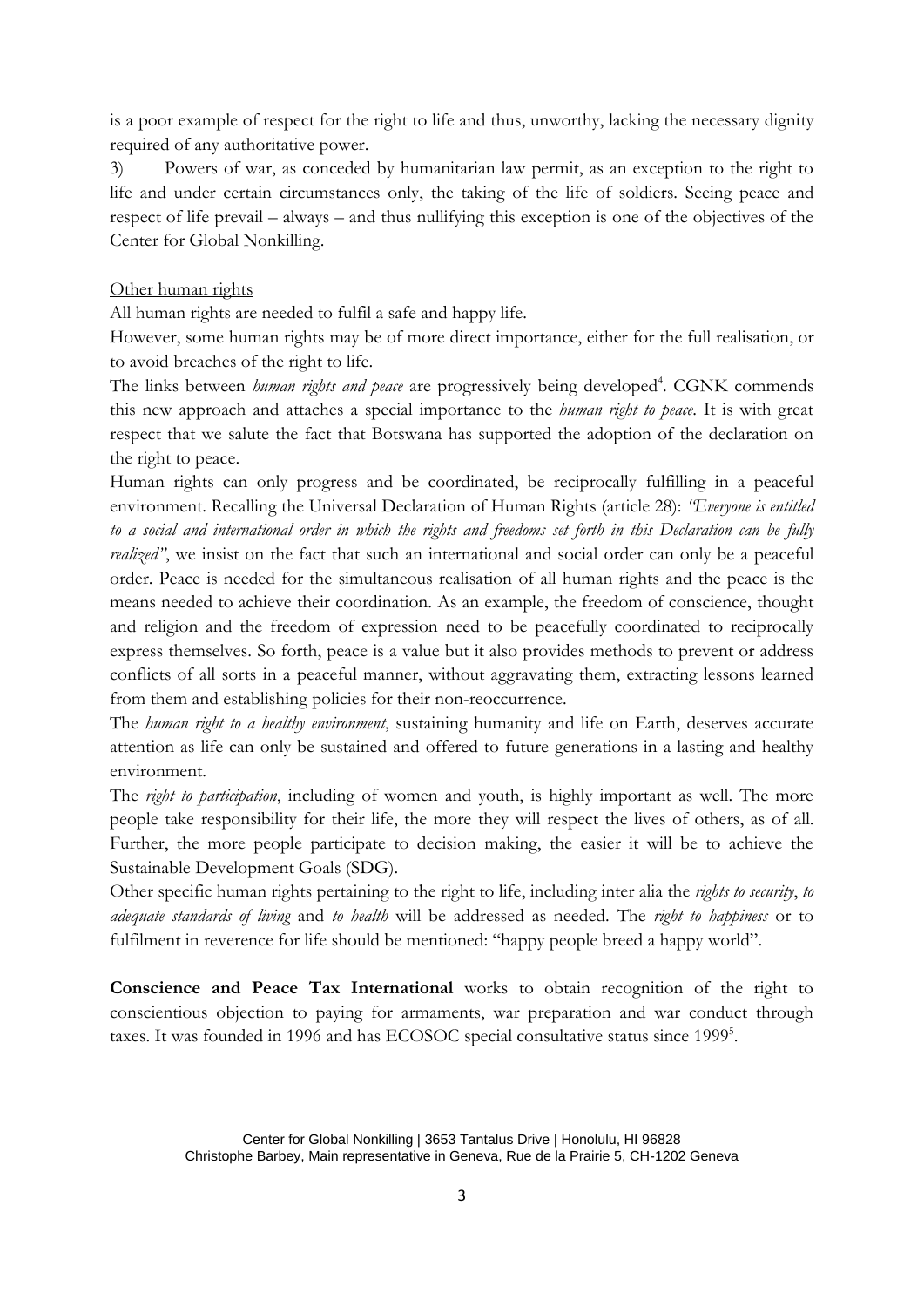is a poor example of respect for the right to life and thus, unworthy, lacking the necessary dignity required of any authoritative power.

3) Powers of war, as conceded by humanitarian law permit, as an exception to the right to life and under certain circumstances only, the taking of the life of soldiers. Seeing peace and respect of life prevail – always – and thus nullifying this exception is one of the objectives of the Center for Global Nonkilling.

Other human rights

All human rights are needed to fulfil a safe and happy life.

However, some human rights may be of more direct importance, either for the full realisation, or to avoid breaches of the right to life.

The links between *human rights and peace* are progressively being developed[4]. CGNK commends this new approach and attaches a special importance to the *human right to peace*. It is with great respect that we salute the fact that Botswana has supported the adoption of the declaration on the right to peace.

Human rights can only progress and be coordinated, be reciprocally fulfilling in a peaceful environment. Recalling the Universal Declaration of Human Rights (article 28): *"Everyone is entitled to a social and international order in which the rights and freedoms set forth in this Declaration can be fully realized"*, we insist on the fact that such an international and social order can only be a peaceful order. Peace is needed for the simultaneous realisation of all human rights and the peace is the means needed to achieve their coordination. As an example, the freedom of conscience, thought and religion and the freedom of expression need to be peacefully coordinated to reciprocally express themselves. So forth, peace is a value but it also provides methods to prevent or address conflicts of all sorts in a peaceful manner, without aggravating them, extracting lessons learned from them and establishing policies for their non-reoccurrence.

The *human right to a healthy environment*, sustaining humanity and life on Earth, deserves accurate attention as life can only be sustained and offered to future generations in a lasting and healthy environment.

The *right to participation*, including of women and youth, is highly important as well. The more people take responsibility for their life, the more they will respect the lives of others, as of all. Further, the more people participate to decision making, the easier it will be to achieve the Sustainable Development Goals (SDG).

Other specific human rights pertaining to the right to life, including inter alia the *rights to security*, *to adequate standards of living* and *to health* will be addressed as needed. The *right to happiness* or to fulfilment in reverence for life should be mentioned: "happy people breed a happy world".

**Conscience and Peace Tax International** works to obtain recognition of the right to conscientious objection to paying for armaments, war preparation and war conduct through taxes. It was founded in 1996 and has ECOSOC special consultative status since 1999[5].

Center for Global Nonkilling | 3653 Tantalus Drive | Honolulu, HI 96828
Christophe Barbey, Main representative in Geneva, Rue de la Prairie 5, CH-1202 Geneva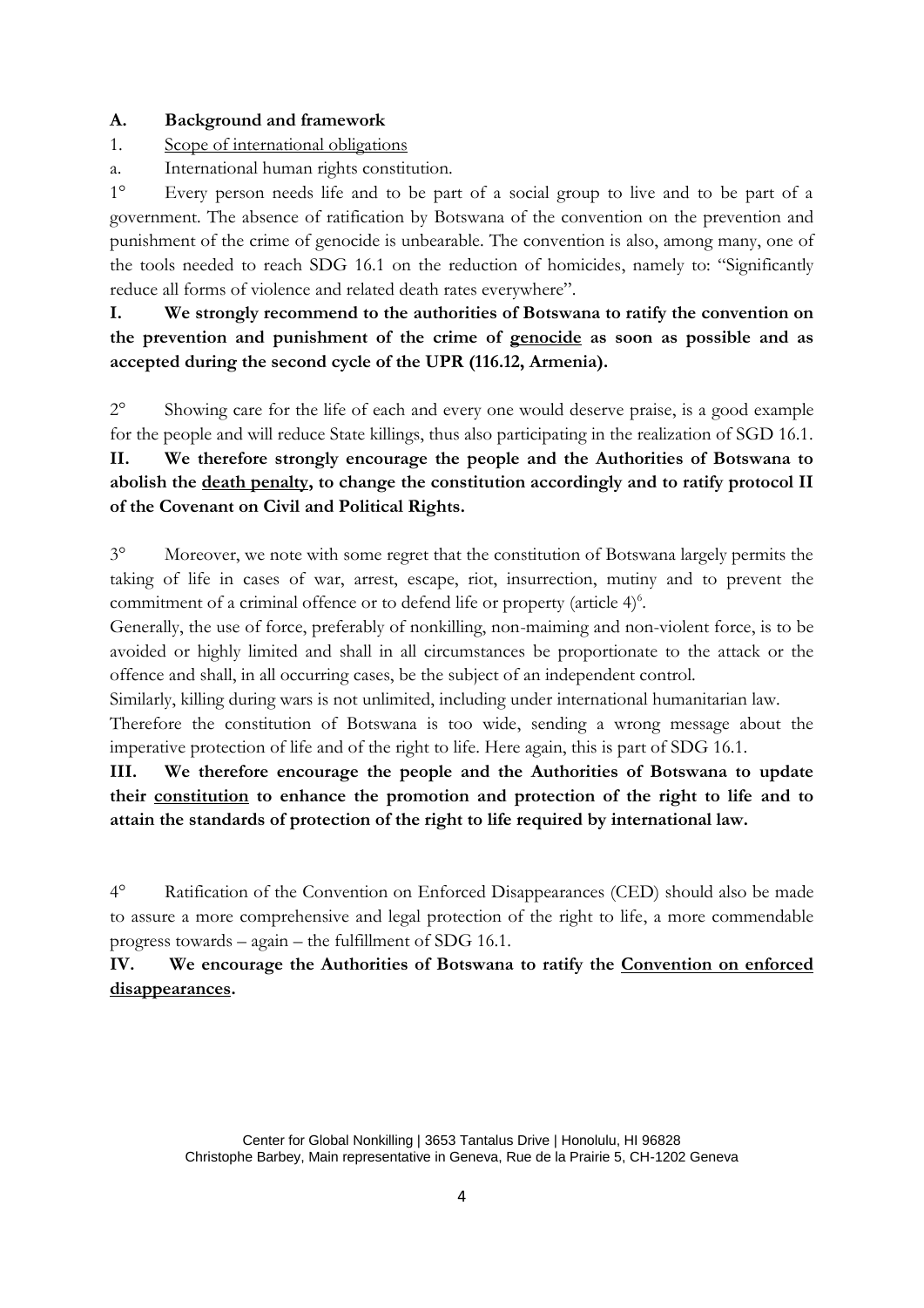### A. Background and framework

1. Scope of international obligations

a. International human rights constitution.

1° Every person needs life and to be part of a social group to live and to be part of a government. The absence of ratification by Botswana of the convention on the prevention and punishment of the crime of genocide is unbearable. The convention is also, among many, one of the tools needed to reach SDG 16.1 on the reduction of homicides, namely to: "Significantly reduce all forms of violence and related death rates everywhere".

**I. We strongly recommend to the authorities of Botswana to ratify the convention on the prevention and punishment of the crime of genocide as soon as possible and as accepted during the second cycle of the UPR (116.12, Armenia).**

2° Showing care for the life of each and every one would deserve praise, is a good example for the people and will reduce State killings, thus also participating in the realization of SGD 16.1.

**II. We therefore strongly encourage the people and the Authorities of Botswana to abolish the death penalty, to change the constitution accordingly and to ratify protocol II of the Covenant on Civil and Political Rights.**

3° Moreover, we note with some regret that the constitution of Botswana largely permits the taking of life in cases of war, arrest, escape, riot, insurrection, mutiny and to prevent the commitment of a criminal offence or to defend life or property (article 4)[6].

Generally, the use of force, preferably of nonkilling, non-maiming and non-violent force, is to be avoided or highly limited and shall in all circumstances be proportionate to the attack or the offence and shall, in all occurring cases, be the subject of an independent control.

Similarly, killing during wars is not unlimited, including under international humanitarian law.

Therefore the constitution of Botswana is too wide, sending a wrong message about the imperative protection of life and of the right to life. Here again, this is part of SDG 16.1.

**III. We therefore encourage the people and the Authorities of Botswana to update their constitution to enhance the promotion and protection of the right to life and to attain the standards of protection of the right to life required by international law.**

4° Ratification of the Convention on Enforced Disappearances (CED) should also be made to assure a more comprehensive and legal protection of the right to life, a more commendable progress towards – again – the fulfillment of SDG 16.1.

**IV. We encourage the Authorities of Botswana to ratify the Convention on enforced disappearances.**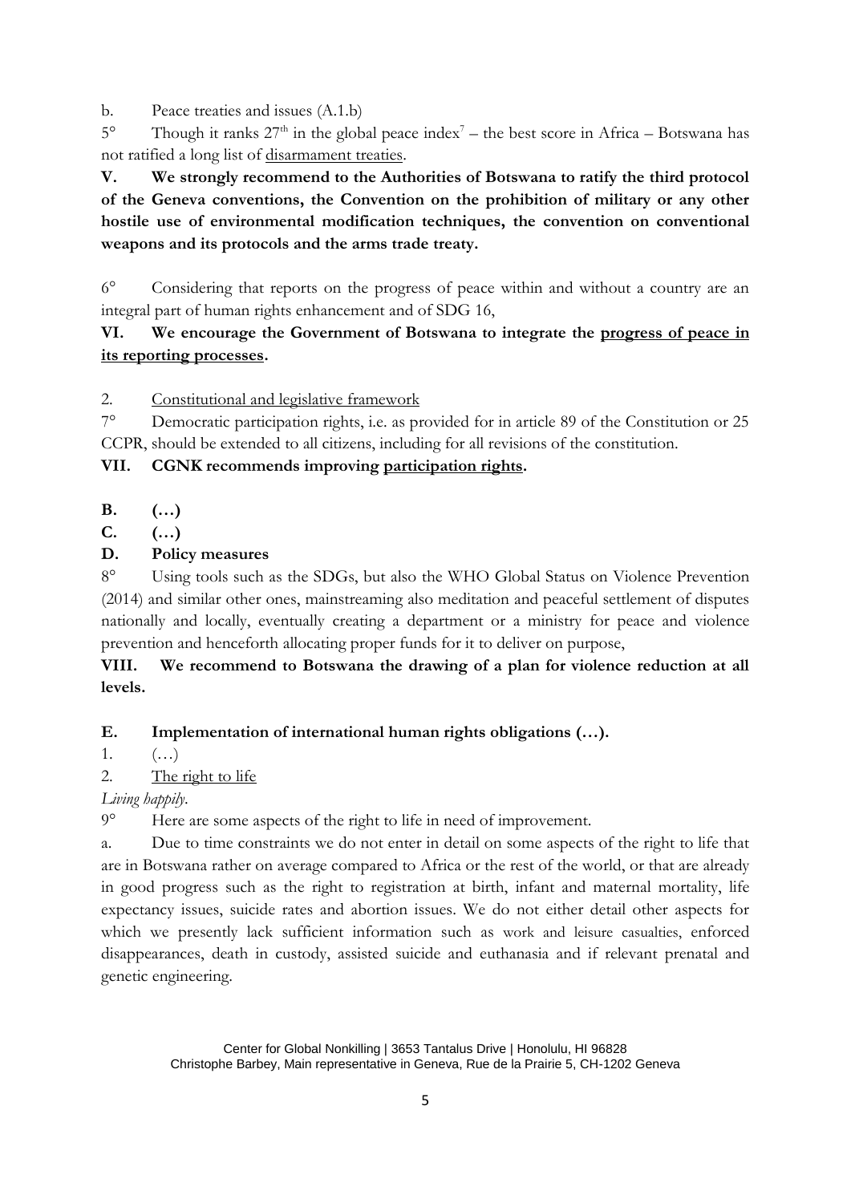b. Peace treaties and issues (A.1.b)

5° Though it ranks 27th in the global peace index[7] – the best score in Africa – Botswana has not ratified a long list of disarmament treaties.

**V. We strongly recommend to the Authorities of Botswana to ratify the third protocol of the Geneva conventions, the Convention on the prohibition of military or any other hostile use of environmental modification techniques, the convention on conventional weapons and its protocols and the arms trade treaty.**

6° Considering that reports on the progress of peace within and without a country are an integral part of human rights enhancement and of SDG 16,

**VI. We encourage the Government of Botswana to integrate the progress of peace in its reporting processes.**

2. Constitutional and legislative framework

7° Democratic participation rights, i.e. as provided for in article 89 of the Constitution or 25 CCPR, should be extended to all citizens, including for all revisions of the constitution.

**VII. CGNK recommends improving participation rights.**

**B. (…)**

**C. (…)**

**D. Policy measures**

8° Using tools such as the SDGs, but also the WHO Global Status on Violence Prevention (2014) and similar other ones, mainstreaming also meditation and peaceful settlement of disputes nationally and locally, eventually creating a department or a ministry for peace and violence prevention and henceforth allocating proper funds for it to deliver on purpose,

**VIII. We recommend to Botswana the drawing of a plan for violence reduction at all levels.**

**E. Implementation of international human rights obligations (…).**

1. (…)

2. The right to life

*Living happily.*

9° Here are some aspects of the right to life in need of improvement.

a. Due to time constraints we do not enter in detail on some aspects of the right to life that are in Botswana rather on average compared to Africa or the rest of the world, or that are already in good progress such as the right to registration at birth, infant and maternal mortality, life expectancy issues, suicide rates and abortion issues. We do not either detail other aspects for which we presently lack sufficient information such as work and leisure casualties, enforced disappearances, death in custody, assisted suicide and euthanasia and if relevant prenatal and genetic engineering.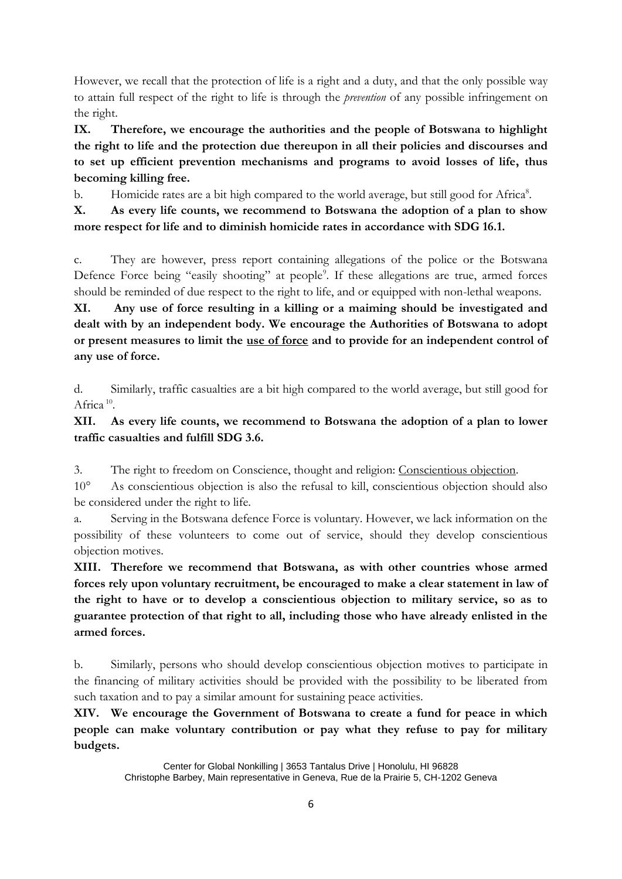However, we recall that the protection of life is a right and a duty, and that the only possible way to attain full respect of the right to life is through the *prevention* of any possible infringement on the right.

**IX. Therefore, we encourage the authorities and the people of Botswana to highlight the right to life and the protection due thereupon in all their policies and discourses and to set up efficient prevention mechanisms and programs to avoid losses of life, thus becoming killing free.**

b. Homicide rates are a bit high compared to the world average, but still good for Africa[8].

**X. As every life counts, we recommend to Botswana the adoption of a plan to show more respect for life and to diminish homicide rates in accordance with SDG 16.1.**

c. They are however, press report containing allegations of the police or the Botswana Defence Force being "easily shooting" at people[9]. If these allegations are true, armed forces should be reminded of due respect to the right to life, and or equipped with non-lethal weapons.

**XI. Any use of force resulting in a killing or a maiming should be investigated and dealt with by an independent body. We encourage the Authorities of Botswana to adopt or present measures to limit the <u>use of force</u> and to provide for an independent control of any use of force.**

d. Similarly, traffic casualties are a bit high compared to the world average, but still good for Africa [10].

**XII. As every life counts, we recommend to Botswana the adoption of a plan to lower traffic casualties and fulfill SDG 3.6.**

3. The right to freedom on Conscience, thought and religion: <u>Conscientious objection</u>.

10° As conscientious objection is also the refusal to kill, conscientious objection should also be considered under the right to life.

a. Serving in the Botswana defence Force is voluntary. However, we lack information on the possibility of these volunteers to come out of service, should they develop conscientious objection motives.

**XIII. Therefore we recommend that Botswana, as with other countries whose armed forces rely upon voluntary recruitment, be encouraged to make a clear statement in law of the right to have or to develop a conscientious objection to military service, so as to guarantee protection of that right to all, including those who have already enlisted in the armed forces.**

b. Similarly, persons who should develop conscientious objection motives to participate in the financing of military activities should be provided with the possibility to be liberated from such taxation and to pay a similar amount for sustaining peace activities.

**XIV. We encourage the Government of Botswana to create a fund for peace in which people can make voluntary contribution or pay what they refuse to pay for military budgets.**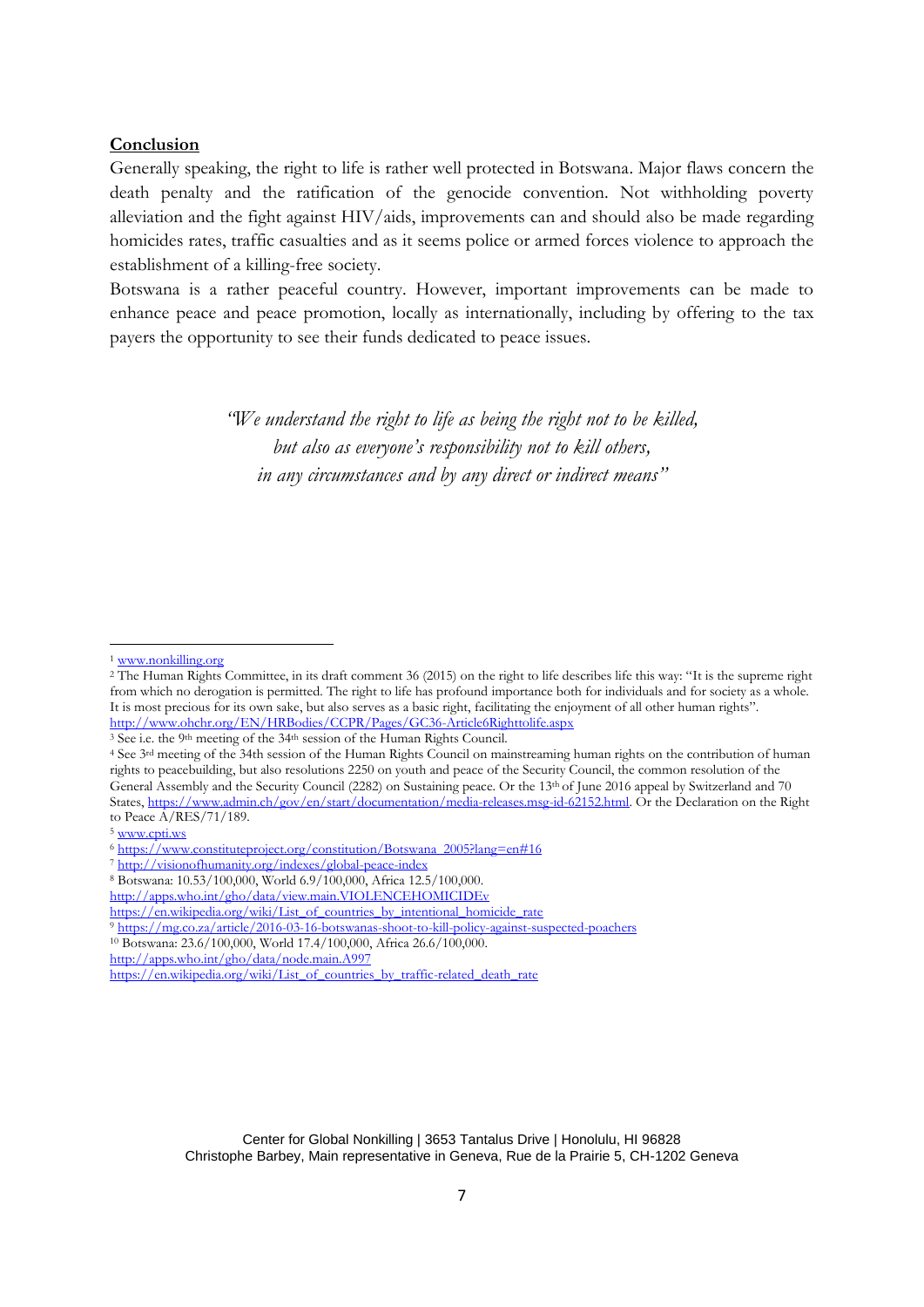**Conclusion**

Generally speaking, the right to life is rather well protected in Botswana. Major flaws concern the death penalty and the ratification of the genocide convention. Not withholding poverty alleviation and the fight against HIV/aids, improvements can and should also be made regarding homicides rates, traffic casualties and as it seems police or armed forces violence to approach the establishment of a killing-free society.

Botswana is a rather peaceful country. However, important improvements can be made to enhance peace and peace promotion, locally as internationally, including by offering to the tax payers the opportunity to see their funds dedicated to peace issues.

*"We understand the right to life as being the right not to be killed,*
*but also as everyone's responsibility not to kill others,*
*in any circumstances and by any direct or indirect means"*

---

[1] www.nonkilling.org

[2] The Human Rights Committee, in its draft comment 36 (2015) on the right to life describes life this way: "It is the supreme right from which no derogation is permitted. The right to life has profound importance both for individuals and for society as a whole. It is most precious for its own sake, but also serves as a basic right, facilitating the enjoyment of all other human rights". http://www.ohchr.org/EN/HRBodies/CCPR/Pages/GC36-Article6Righttolife.aspx

[3] See i.e. the 9th meeting of the 34th session of the Human Rights Council.

[4] See 3rd meeting of the 34th session of the Human Rights Council on mainstreaming human rights on the contribution of human rights to peacebuilding, but also resolutions 2250 on youth and peace of the Security Council, the common resolution of the General Assembly and the Security Council (2282) on Sustaining peace. Or the 13th of June 2016 appeal by Switzerland and 70 States, https://www.admin.ch/gov/en/start/documentation/media-releases.msg-id-62152.html. Or the Declaration on the Right to Peace A/RES/71/189.

[5] www.cpti.ws

[6] https://www.constituteproject.org/constitution/Botswana_2005?lang=en#16

[7] http://visionofhumanity.org/indexes/global-peace-index

[8] Botswana: 10.53/100,000, World 6.9/100,000, Africa 12.5/100,000.
http://apps.who.int/gho/data/view.main.VIOLENCEHOMICIDEv
https://en.wikipedia.org/wiki/List_of_countries_by_intentional_homicide_rate

[9] https://mg.co.za/article/2016-03-16-botswanas-shoot-to-kill-policy-against-suspected-poachers

[10] Botswana: 23.6/100,000, World 17.4/100,000, Africa 26.6/100,000.
http://apps.who.int/gho/data/node.main.A997
https://en.wikipedia.org/wiki/List_of_countries_by_traffic-related_death_rate

Center for Global Nonkilling | 3653 Tantalus Drive | Honolulu, HI 96828
Christophe Barbey, Main representative in Geneva, Rue de la Prairie 5, CH-1202 Geneva